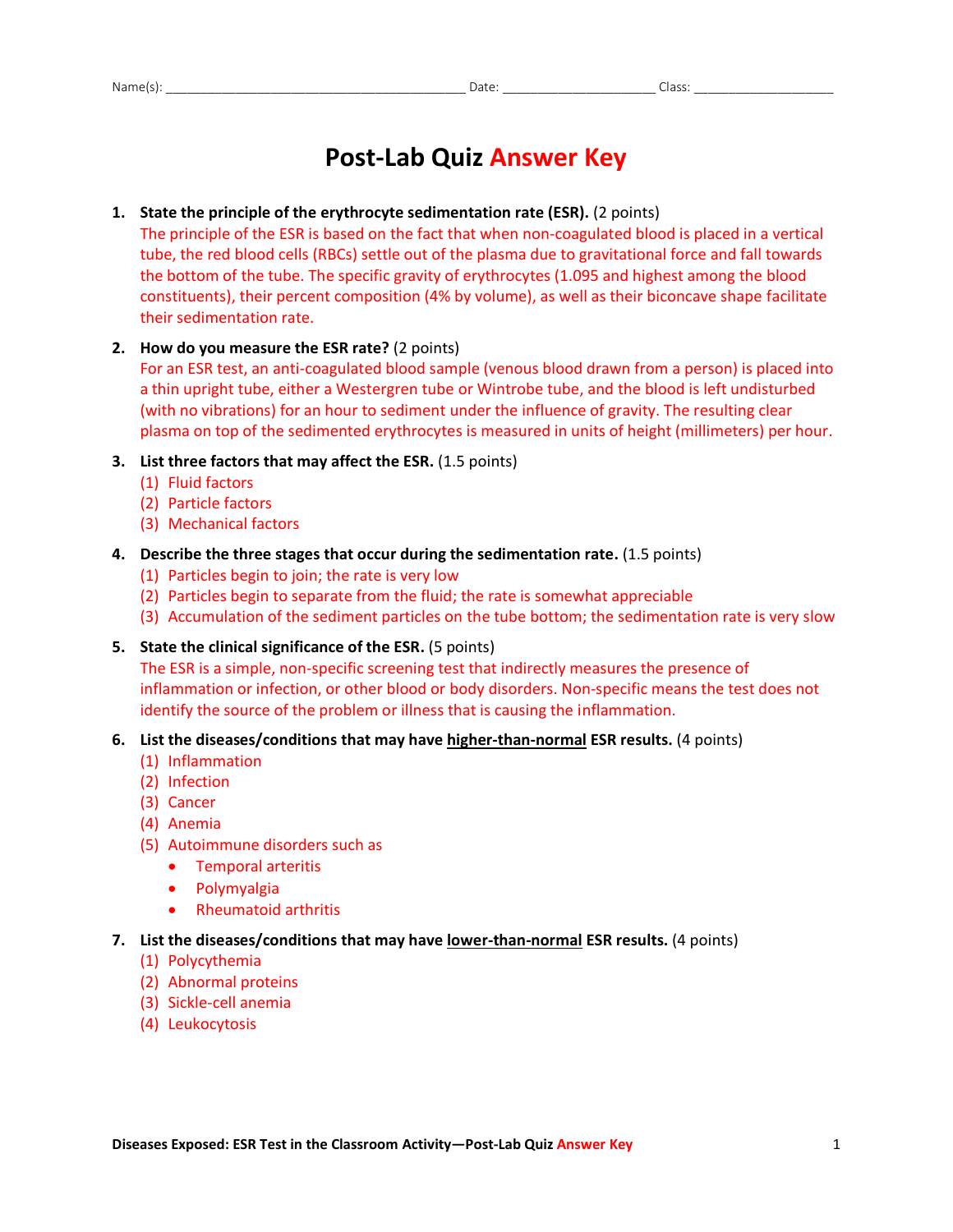Name(s): ________________________________________ Date: ____________________ Class: ___________________

# Post-Lab Quiz Answer Key

1. **State the principle of the erythrocyte sedimentation rate (ESR).** (2 points)
   The principle of the ESR is based on the fact that when non-coagulated blood is placed in a vertical tube, the red blood cells (RBCs) settle out of the plasma due to gravitational force and fall towards the bottom of the tube. The specific gravity of erythrocytes (1.095 and highest among the blood constituents), their percent composition (4% by volume), as well as their biconcave shape facilitate their sedimentation rate.

2. **How do you measure the ESR rate?** (2 points)
   For an ESR test, an anti-coagulated blood sample (venous blood drawn from a person) is placed into a thin upright tube, either a Westergren tube or Wintrobe tube, and the blood is left undisturbed (with no vibrations) for an hour to sediment under the influence of gravity. The resulting clear plasma on top of the sedimented erythrocytes is measured in units of height (millimeters) per hour.

3. **List three factors that may affect the ESR.** (1.5 points)
   (1) Fluid factors
   (2) Particle factors
   (3) Mechanical factors

4. **Describe the three stages that occur during the sedimentation rate.** (1.5 points)
   (1) Particles begin to join; the rate is very low
   (2) Particles begin to separate from the fluid; the rate is somewhat appreciable
   (3) Accumulation of the sediment particles on the tube bottom; the sedimentation rate is very slow

5. **State the clinical significance of the ESR.** (5 points)
   The ESR is a simple, non-specific screening test that indirectly measures the presence of inflammation or infection, or other blood or body disorders. Non-specific means the test does not identify the source of the problem or illness that is causing the inflammation.

6. **List the diseases/conditions that may have <u>higher-than-normal</u> ESR results.** (4 points)
   (1) Inflammation
   (2) Infection
   (3) Cancer
   (4) Anemia
   (5) Autoimmune disorders such as
   - Temporal arteritis
   - Polymyalgia
   - Rheumatoid arthritis

7. **List the diseases/conditions that may have <u>lower-than-normal</u> ESR results.** (4 points)
   (1) Polycythemia
   (2) Abnormal proteins
   (3) Sickle-cell anemia
   (4) Leukocytosis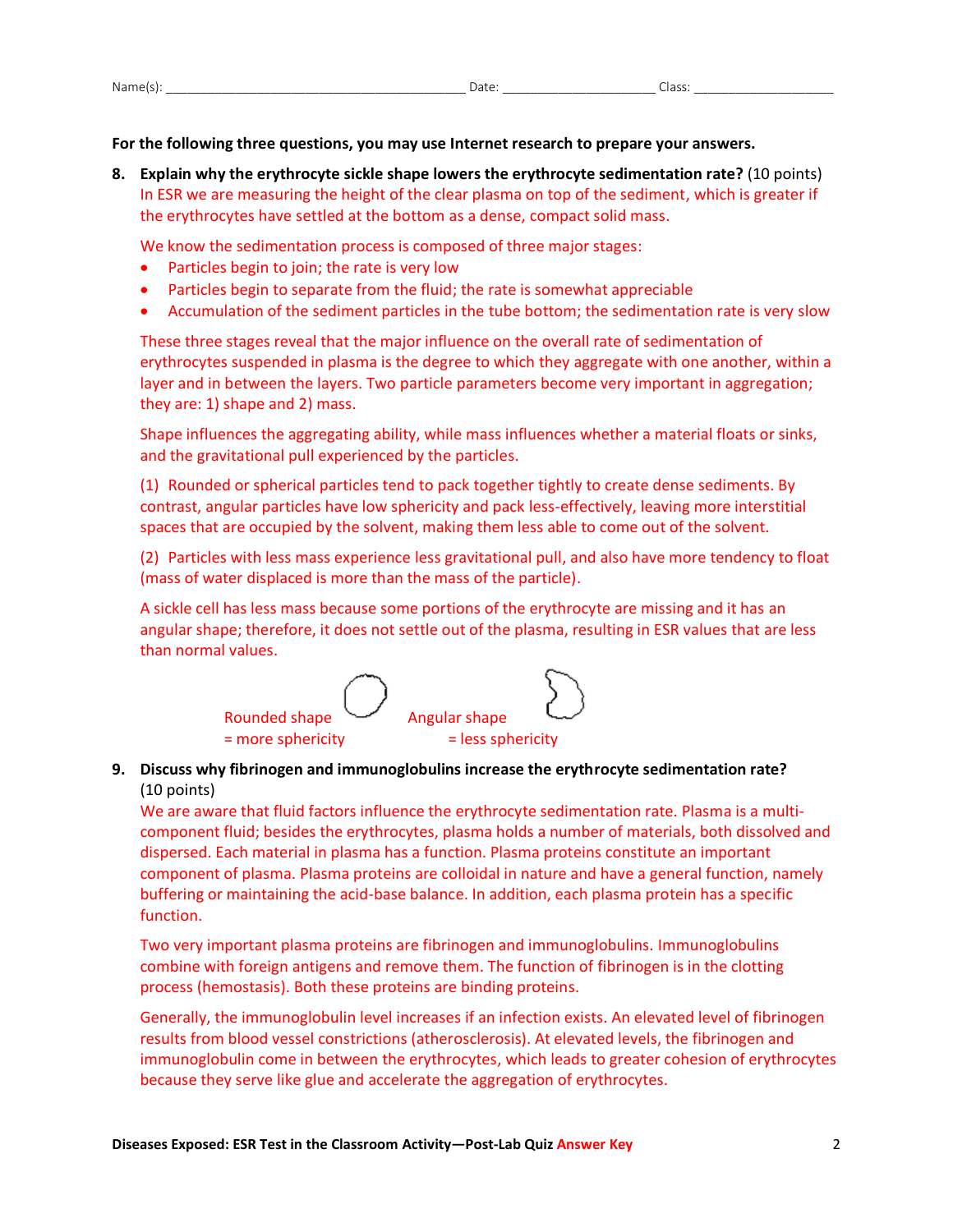Name(s): ________________________________________ Date: _____________________ Class: ___________________

**For the following three questions, you may use Internet research to prepare your answers.**

**8. Explain why the erythrocyte sickle shape lowers the erythrocyte sedimentation rate?** (10 points)

In ESR we are measuring the height of the clear plasma on top of the sediment, which is greater if the erythrocytes have settled at the bottom as a dense, compact solid mass.

We know the sedimentation process is composed of three major stages:

- Particles begin to join; the rate is very low
- Particles begin to separate from the fluid; the rate is somewhat appreciable
- Accumulation of the sediment particles in the tube bottom; the sedimentation rate is very slow

These three stages reveal that the major influence on the overall rate of sedimentation of erythrocytes suspended in plasma is the degree to which they aggregate with one another, within a layer and in between the layers. Two particle parameters become very important in aggregation; they are: 1) shape and 2) mass.

Shape influences the aggregating ability, while mass influences whether a material floats or sinks, and the gravitational pull experienced by the particles.

(1) Rounded or spherical particles tend to pack together tightly to create dense sediments. By contrast, angular particles have low sphericity and pack less-effectively, leaving more interstitial spaces that are occupied by the solvent, making them less able to come out of the solvent.

(2) Particles with less mass experience less gravitational pull, and also have more tendency to float (mass of water displaced is more than the mass of the particle).

A sickle cell has less mass because some portions of the erythrocyte are missing and it has an angular shape; therefore, it does not settle out of the plasma, resulting in ESR values that are less than normal values.

Rounded shape = more sphericity    Angular shape = less sphericity

**9. Discuss why fibrinogen and immunoglobulins increase the erythrocyte sedimentation rate?** (10 points)

We are aware that fluid factors influence the erythrocyte sedimentation rate. Plasma is a multi-component fluid; besides the erythrocytes, plasma holds a number of materials, both dissolved and dispersed. Each material in plasma has a function. Plasma proteins constitute an important component of plasma. Plasma proteins are colloidal in nature and have a general function, namely buffering or maintaining the acid-base balance. In addition, each plasma protein has a specific function.

Two very important plasma proteins are fibrinogen and immunoglobulins. Immunoglobulins combine with foreign antigens and remove them. The function of fibrinogen is in the clotting process (hemostasis). Both these proteins are binding proteins.

Generally, the immunoglobulin level increases if an infection exists. An elevated level of fibrinogen results from blood vessel constrictions (atherosclerosis). At elevated levels, the fibrinogen and immunoglobulin come in between the erythrocytes, which leads to greater cohesion of erythrocytes because they serve like glue and accelerate the aggregation of erythrocytes.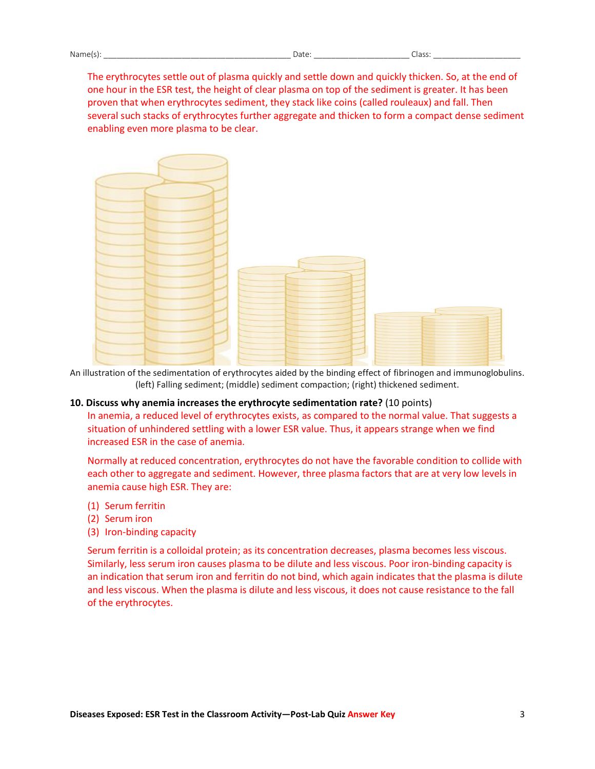The erythrocytes settle out of plasma quickly and settle down and quickly thicken. So, at the end of one hour in the ESR test, the height of clear plasma on top of the sediment is greater. It has been proven that when erythrocytes sediment, they stack like coins (called rouleaux) and fall. Then several such stacks of erythrocytes further aggregate and thicken to form a compact dense sediment enabling even more plasma to be clear.

An illustration of the sedimentation of erythrocytes aided by the binding effect of fibrinogen and immunoglobulins. (left) Falling sediment; (middle) sediment compaction; (right) thickened sediment.

**10. Discuss why anemia increases the erythrocyte sedimentation rate?** (10 points)

In anemia, a reduced level of erythrocytes exists, as compared to the normal value. That suggests a situation of unhindered settling with a lower ESR value. Thus, it appears strange when we find increased ESR in the case of anemia.

Normally at reduced concentration, erythrocytes do not have the favorable condition to collide with each other to aggregate and sediment. However, three plasma factors that are at very low levels in anemia cause high ESR. They are:

(1) Serum ferritin
(2) Serum iron
(3) Iron-binding capacity

Serum ferritin is a colloidal protein; as its concentration decreases, plasma becomes less viscous. Similarly, less serum iron causes plasma to be dilute and less viscous. Poor iron-binding capacity is an indication that serum iron and ferritin do not bind, which again indicates that the plasma is dilute and less viscous. When the plasma is dilute and less viscous, it does not cause resistance to the fall of the erythrocytes.